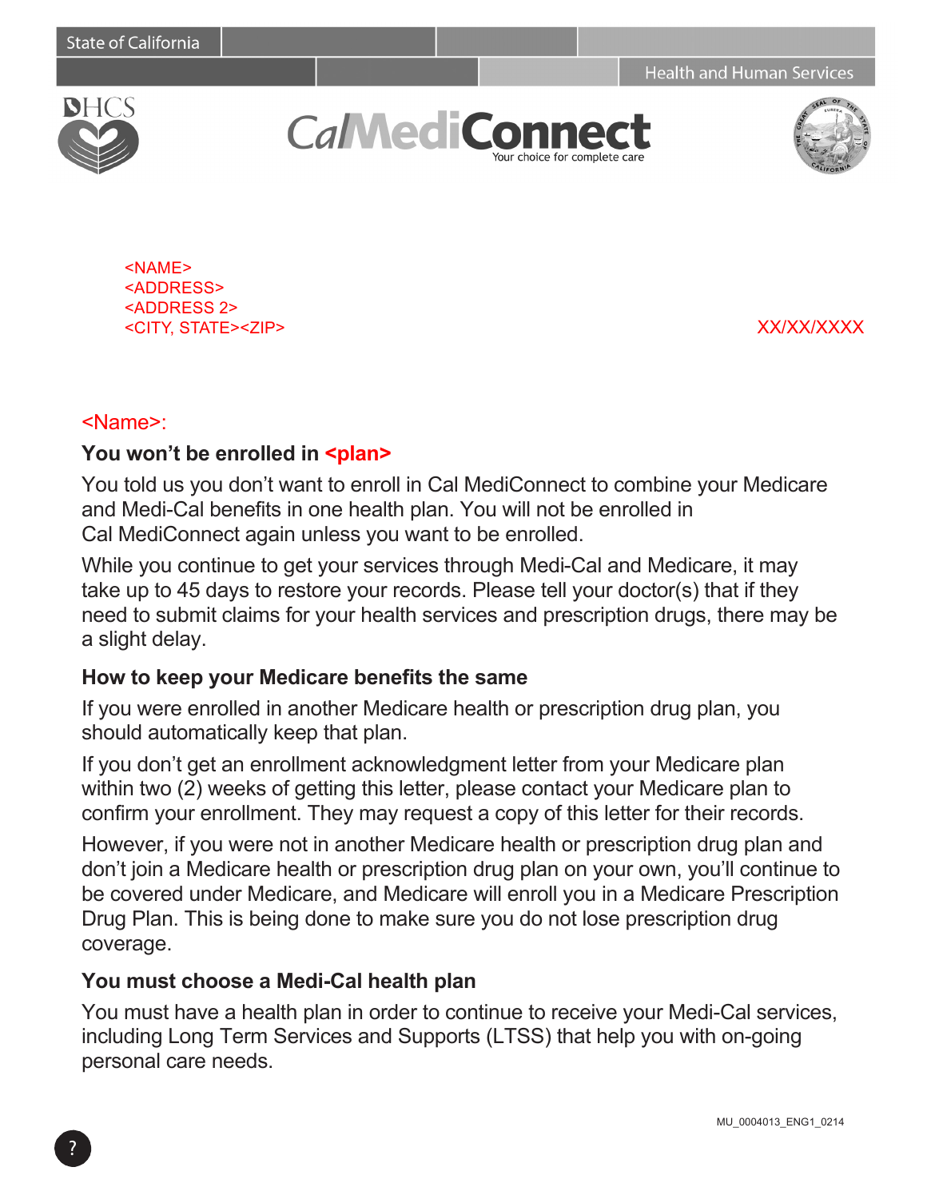State of California

Health and Human Services

DHCS

Cal MediConnect

Your choice for complete care

<NAME>
<ADDRESS>
<ADDRESS 2>
<CITY, STATE><ZIP>

XX/XX/XXXX

<Name>:

**You won't be enrolled in <plan>**

You told us you don't want to enroll in Cal MediConnect to combine your Medicare and Medi-Cal benefits in one health plan. You will not be enrolled in Cal MediConnect again unless you want to be enrolled.

While you continue to get your services through Medi-Cal and Medicare, it may take up to 45 days to restore your records. Please tell your doctor(s) that if they need to submit claims for your health services and prescription drugs, there may be a slight delay.

### How to keep your Medicare benefits the same

If you were enrolled in another Medicare health or prescription drug plan, you should automatically keep that plan.

If you don't get an enrollment acknowledgment letter from your Medicare plan within two (2) weeks of getting this letter, please contact your Medicare plan to confirm your enrollment. They may request a copy of this letter for their records.

However, if you were not in another Medicare health or prescription drug plan and don't join a Medicare health or prescription drug plan on your own, you'll continue to be covered under Medicare, and Medicare will enroll you in a Medicare Prescription Drug Plan. This is being done to make sure you do not lose prescription drug coverage.

### You must choose a Medi-Cal health plan

You must have a health plan in order to continue to receive your Medi-Cal services, including Long Term Services and Supports (LTSS) that help you with on-going personal care needs.

MU_0004013_ENG1_0214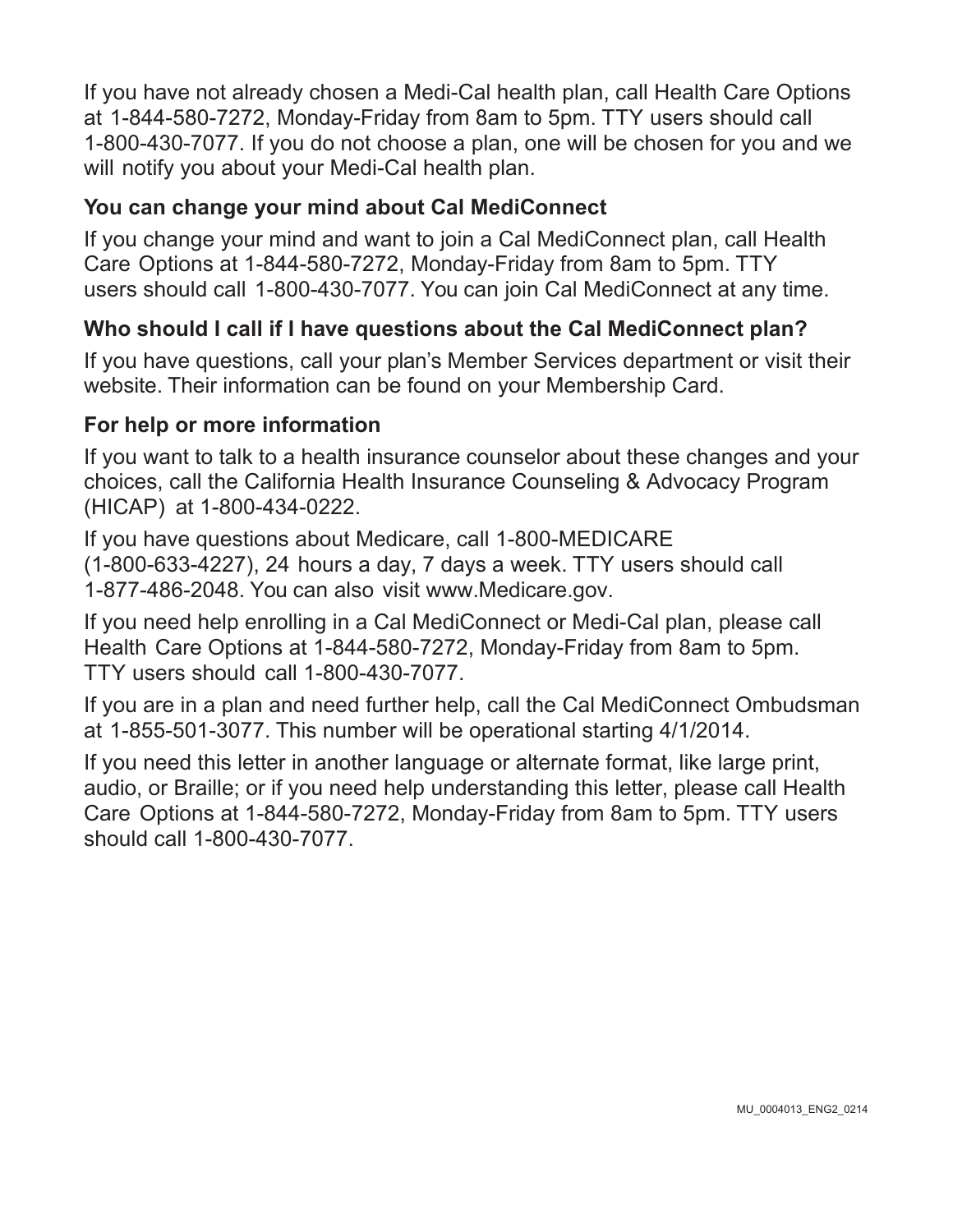If you have not already chosen a Medi-Cal health plan, call Health Care Options at 1-844-580-7272, Monday-Friday from 8am to 5pm. TTY users should call 1-800-430-7077. If you do not choose a plan, one will be chosen for you and we will notify you about your Medi-Cal health plan.

### You can change your mind about Cal MediConnect

If you change your mind and want to join a Cal MediConnect plan, call Health Care Options at 1-844-580-7272, Monday-Friday from 8am to 5pm. TTY users should call 1-800-430-7077. You can join Cal MediConnect at any time.

### Who should I call if I have questions about the Cal MediConnect plan?

If you have questions, call your plan's Member Services department or visit their website. Their information can be found on your Membership Card.

### For help or more information

If you want to talk to a health insurance counselor about these changes and your choices, call the California Health Insurance Counseling & Advocacy Program (HICAP) at 1-800-434-0222.

If you have questions about Medicare, call 1-800-MEDICARE (1-800-633-4227), 24 hours a day, 7 days a week. TTY users should call 1-877-486-2048. You can also visit www.Medicare.gov.

If you need help enrolling in a Cal MediConnect or Medi-Cal plan, please call Health Care Options at 1-844-580-7272, Monday-Friday from 8am to 5pm. TTY users should call 1-800-430-7077.

If you are in a plan and need further help, call the Cal MediConnect Ombudsman at 1-855-501-3077. This number will be operational starting 4/1/2014.

If you need this letter in another language or alternate format, like large print, audio, or Braille; or if you need help understanding this letter, please call Health Care Options at 1-844-580-7272, Monday-Friday from 8am to 5pm. TTY users should call 1-800-430-7077.

MU_0004013_ENG2_0214